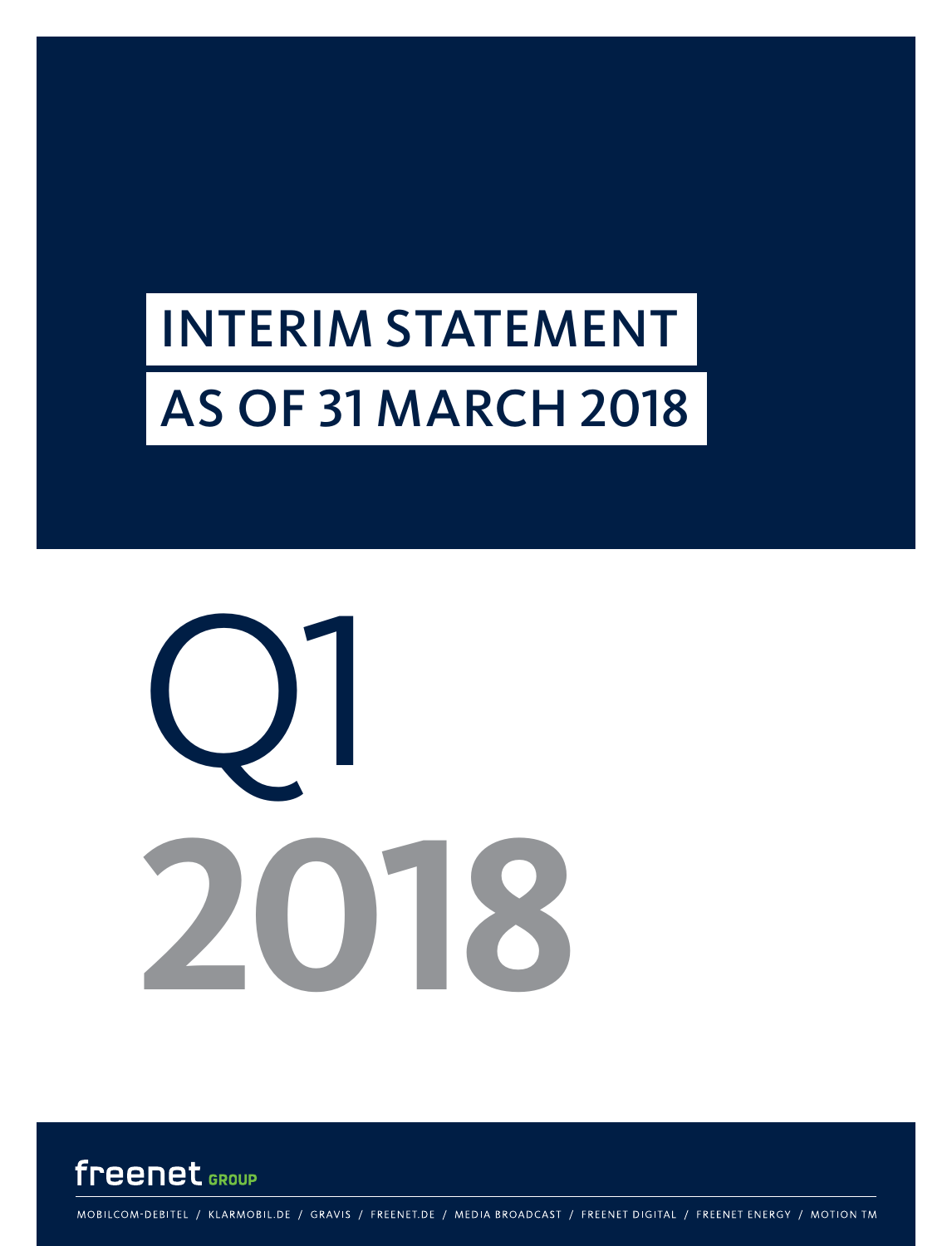# INTERIM STATEMENT AS OF 31 MARCH 2018

Q1

2018

freenet GROUP

MOBILCOM-DEBITEL / KLARMOBIL.DE / GRAVIS / FREENET.DE / MEDIA BROADCAST / FREENET DIGITAL / FREENET ENERGY / MOTION TM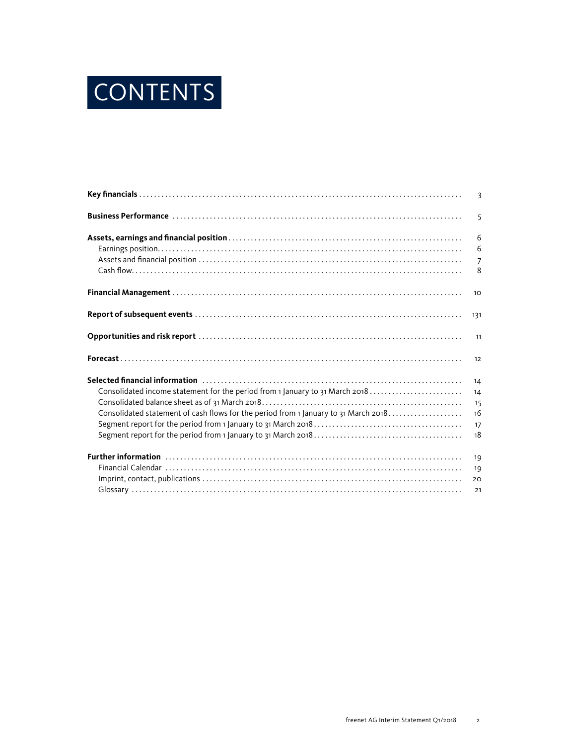# CONTENTS

| | |
|---|---|
| **Key financials** | 3 |
| **Business Performance** | 5 |
| **Assets, earnings and financial position** | 6 |
| Earnings position | 6 |
| Assets and financial position | 7 |
| Cash flow | 8 |
| **Financial Management** | 10 |
| **Report of subsequent events** | 131 |
| **Opportunities and risk report** | 11 |
| **Forecast** | 12 |
| **Selected financial information** | 14 |
| Consolidated income statement for the period from 1 January to 31 March 2018 | 14 |
| Consolidated balance sheet as of 31 March 2018 | 15 |
| Consolidated statement of cash flows for the period from 1 January to 31 March 2018 | 16 |
| Segment report for the period from 1 January to 31 March 2018 | 17 |
| Segment report for the period from 1 January to 31 March 2018 | 18 |
| **Further information** | 19 |
| Financial Calendar | 19 |
| Imprint, contact, publications | 20 |
| Glossary | 21 |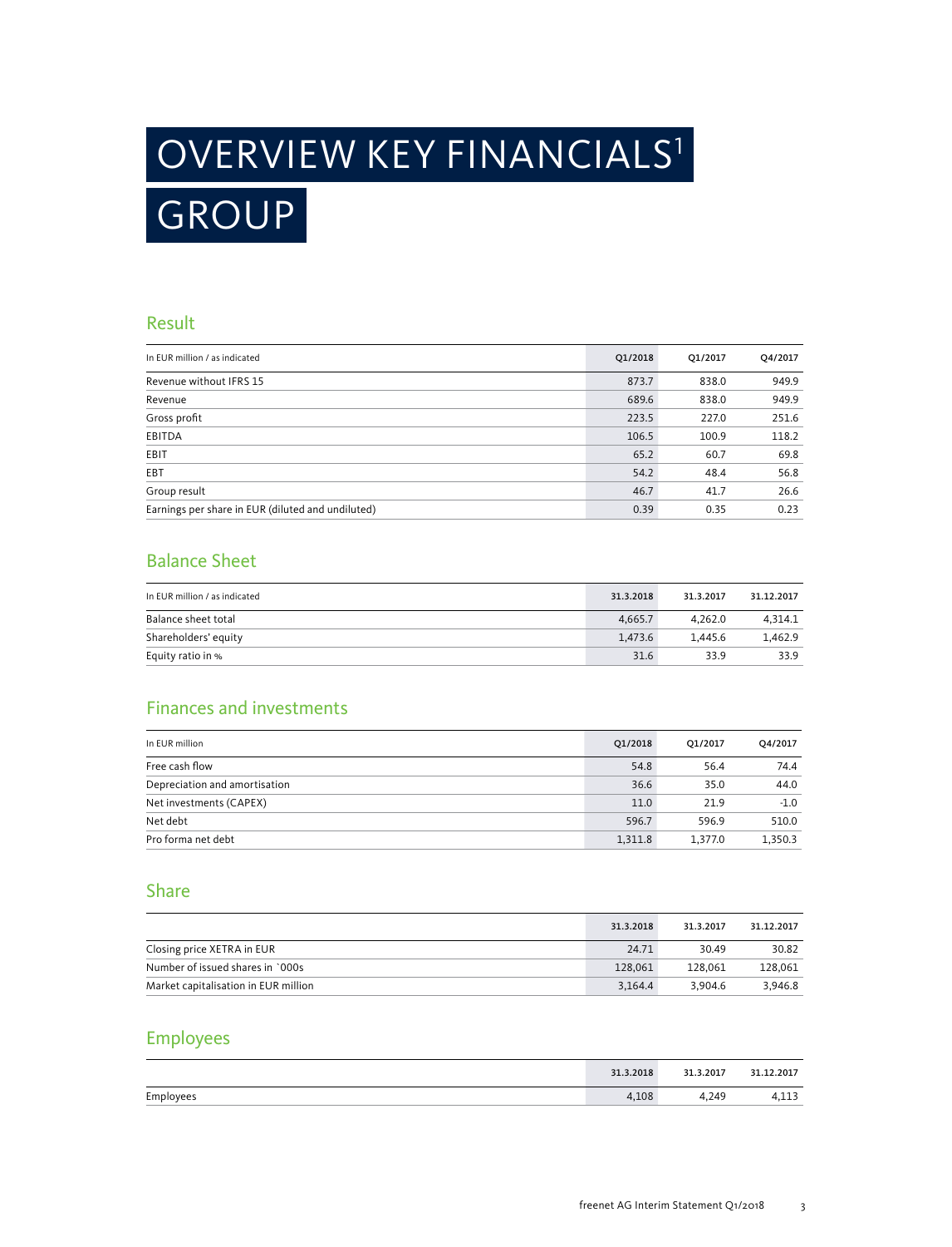# OVERVIEW KEY FINANCIALS[1]

# GROUP

## Result

| In EUR million / as indicated | Q1/2018 | Q1/2017 | Q4/2017 |
|---|---|---|---|
| Revenue without IFRS 15 | 873.7 | 838.0 | 949.9 |
| Revenue | 689.6 | 838.0 | 949.9 |
| Gross profit | 223.5 | 227.0 | 251.6 |
| EBITDA | 106.5 | 100.9 | 118.2 |
| EBIT | 65.2 | 60.7 | 69.8 |
| EBT | 54.2 | 48.4 | 56.8 |
| Group result | 46.7 | 41.7 | 26.6 |
| Earnings per share in EUR (diluted and undiluted) | 0.39 | 0.35 | 0.23 |

## Balance Sheet

| In EUR million / as indicated | 31.3.2018 | 31.3.2017 | 31.12.2017 |
|---|---|---|---|
| Balance sheet total | 4,665.7 | 4,262.0 | 4,314.1 |
| Shareholders' equity | 1,473.6 | 1,445.6 | 1,462.9 |
| Equity ratio in % | 31.6 | 33.9 | 33.9 |

## Finances and investments

| In EUR million | Q1/2018 | Q1/2017 | Q4/2017 |
|---|---|---|---|
| Free cash flow | 54.8 | 56.4 | 74.4 |
| Depreciation and amortisation | 36.6 | 35.0 | 44.0 |
| Net investments (CAPEX) | 11.0 | 21.9 | -1.0 |
| Net debt | 596.7 | 596.9 | 510.0 |
| Pro forma net debt | 1,311.8 | 1,377.0 | 1,350.3 |

## Share

| | 31.3.2018 | 31.3.2017 | 31.12.2017 |
|---|---|---|---|
| Closing price XETRA in EUR | 24.71 | 30.49 | 30.82 |
| Number of issued shares in `000s | 128,061 | 128,061 | 128,061 |
| Market capitalisation in EUR million | 3,164.4 | 3,904.6 | 3,946.8 |

## Employees

| | 31.3.2018 | 31.3.2017 | 31.12.2017 |
|---|---|---|---|
| Employees | 4,108 | 4,249 | 4,113 |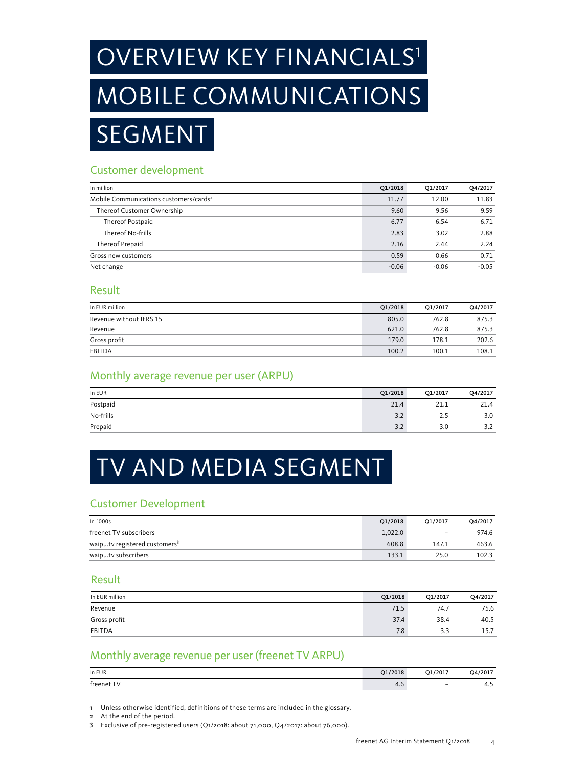# OVERVIEW KEY FINANCIALS[1]

# MOBILE COMMUNICATIONS SEGMENT

## Customer development

| In million | Q1/2018 | Q1/2017 | Q4/2017 |
|---|---|---|---|
| Mobile Communications customers/cards[2] | 11.77 | 12.00 | 11.83 |
| Thereof Customer Ownership | 9.60 | 9.56 | 9.59 |
| Thereof Postpaid | 6.77 | 6.54 | 6.71 |
| Thereof No-frills | 2.83 | 3.02 | 2.88 |
| Thereof Prepaid | 2.16 | 2.44 | 2.24 |
| Gross new customers | 0.59 | 0.66 | 0.71 |
| Net change | -0.06 | -0.06 | -0.05 |

## Result

| In EUR million | Q1/2018 | Q1/2017 | Q4/2017 |
|---|---|---|---|
| Revenue without IFRS 15 | 805.0 | 762.8 | 875.3 |
| Revenue | 621.0 | 762.8 | 875.3 |
| Gross profit | 179.0 | 178.1 | 202.6 |
| EBITDA | 100.2 | 100.1 | 108.1 |

## Monthly average revenue per user (ARPU)

| In EUR | Q1/2018 | Q1/2017 | Q4/2017 |
|---|---|---|---|
| Postpaid | 21.4 | 21.1 | 21.4 |
| No-frills | 3.2 | 2.5 | 3.0 |
| Prepaid | 3.2 | 3.0 | 3.2 |

# TV AND MEDIA SEGMENT

## Customer Development

| In `000s | Q1/2018 | Q1/2017 | Q4/2017 |
|---|---|---|---|
| freenet TV subscribers | 1,022.0 | – | 974.6 |
| waipu.tv registered customers[3] | 608.8 | 147.1 | 463.6 |
| waipu.tv subscribers | 133.1 | 25.0 | 102.3 |

## Result

| In EUR million | Q1/2018 | Q1/2017 | Q4/2017 |
|---|---|---|---|
| Revenue | 71.5 | 74.7 | 75.6 |
| Gross profit | 37.4 | 38.4 | 40.5 |
| EBITDA | 7.8 | 3.3 | 15.7 |

## Monthly average revenue per user (freenet TV ARPU)

| In EUR | Q1/2018 | Q1/2017 | Q4/2017 |
|---|---|---|---|
| freenet TV | 4.6 | – | 4.5 |

1 Unless otherwise identified, definitions of these terms are included in the glossary.
2 At the end of the period.
3 Exclusive of pre-registered users (Q1/2018: about 71,000, Q4/2017: about 76,000).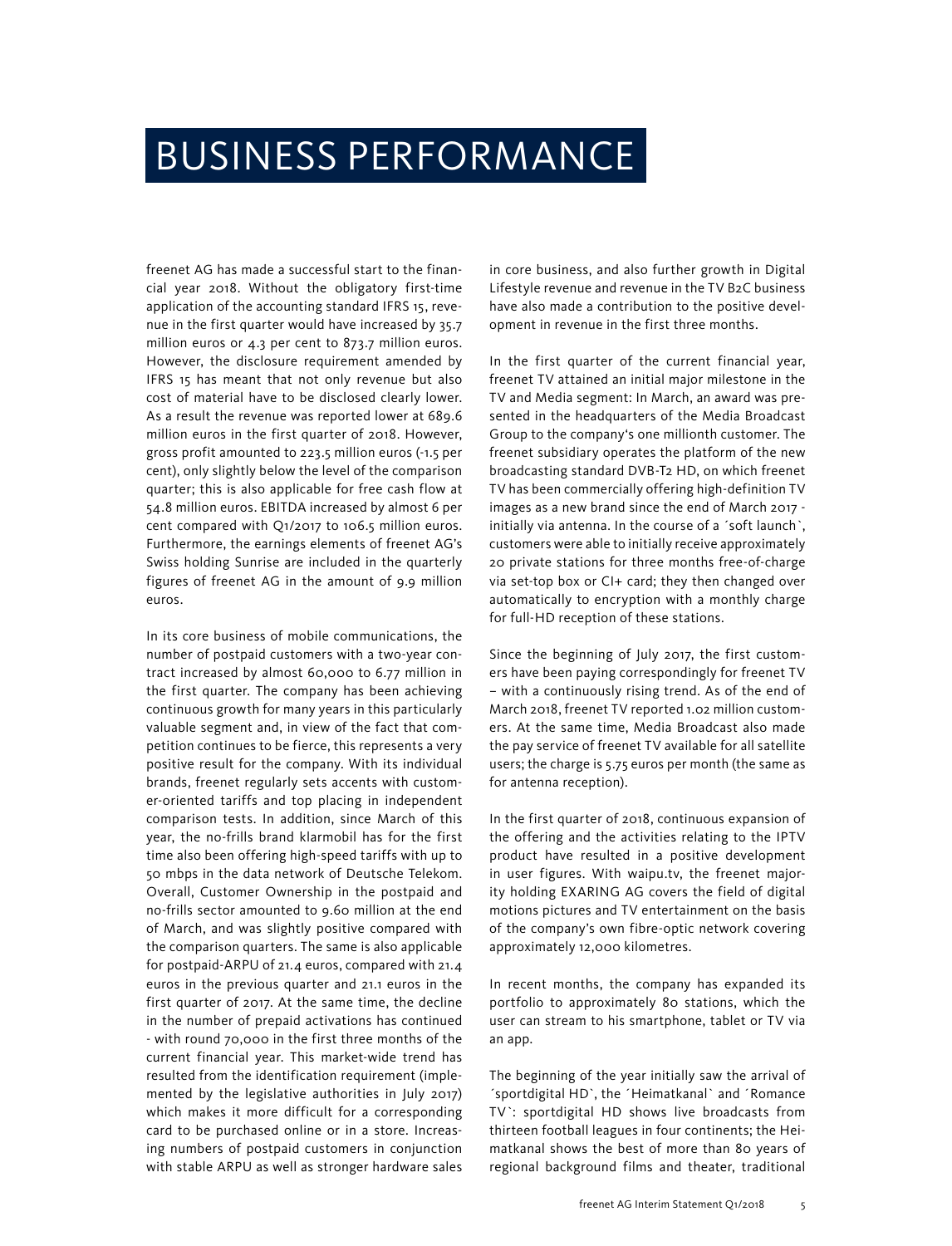# BUSINESS PERFORMANCE

freenet AG has made a successful start to the financial year 2018. Without the obligatory first-time application of the accounting standard IFRS 15, revenue in the first quarter would have increased by 35.7 million euros or 4.3 per cent to 873.7 million euros. However, the disclosure requirement amended by IFRS 15 has meant that not only revenue but also cost of material have to be disclosed clearly lower. As a result the revenue was reported lower at 689.6 million euros in the first quarter of 2018. However, gross profit amounted to 223.5 million euros (-1.5 per cent), only slightly below the level of the comparison quarter; this is also applicable for free cash flow at 54.8 million euros. EBITDA increased by almost 6 per cent compared with Q1/2017 to 106.5 million euros. Furthermore, the earnings elements of freenet AG's Swiss holding Sunrise are included in the quarterly figures of freenet AG in the amount of 9.9 million euros.

In its core business of mobile communications, the number of postpaid customers with a two-year contract increased by almost 60,000 to 6.77 million in the first quarter. The company has been achieving continuous growth for many years in this particularly valuable segment and, in view of the fact that competition continues to be fierce, this represents a very positive result for the company. With its individual brands, freenet regularly sets accents with customer-oriented tariffs and top placing in independent comparison tests. In addition, since March of this year, the no-frills brand klarmobil has for the first time also been offering high-speed tariffs with up to 50 mbps in the data network of Deutsche Telekom. Overall, Customer Ownership in the postpaid and no-frills sector amounted to 9.60 million at the end of March, and was slightly positive compared with the comparison quarters. The same is also applicable for postpaid-ARPU of 21.4 euros, compared with 21.4 euros in the previous quarter and 21.1 euros in the first quarter of 2017. At the same time, the decline in the number of prepaid activations has continued - with round 70,000 in the first three months of the current financial year. This market-wide trend has resulted from the identification requirement (implemented by the legislative authorities in July 2017) which makes it more difficult for a corresponding card to be purchased online or in a store. Increasing numbers of postpaid customers in conjunction with stable ARPU as well as stronger hardware sales in core business, and also further growth in Digital Lifestyle revenue and revenue in the TV B2C business have also made a contribution to the positive development in revenue in the first three months.

In the first quarter of the current financial year, freenet TV attained an initial major milestone in the TV and Media segment: In March, an award was presented in the headquarters of the Media Broadcast Group to the company's one millionth customer. The freenet subsidiary operates the platform of the new broadcasting standard DVB-T2 HD, on which freenet TV has been commercially offering high-definition TV images as a new brand since the end of March 2017 - initially via antenna. In the course of a ´soft launch`, customers were able to initially receive approximately 20 private stations for three months free-of-charge via set-top box or CI+ card; they then changed over automatically to encryption with a monthly charge for full-HD reception of these stations.

Since the beginning of July 2017, the first customers have been paying correspondingly for freenet TV – with a continuously rising trend. As of the end of March 2018, freenet TV reported 1.02 million customers. At the same time, Media Broadcast also made the pay service of freenet TV available for all satellite users; the charge is 5.75 euros per month (the same as for antenna reception).

In the first quarter of 2018, continuous expansion of the offering and the activities relating to the IPTV product have resulted in a positive development in user figures. With waipu.tv, the freenet majority holding EXARING AG covers the field of digital motions pictures and TV entertainment on the basis of the company's own fibre-optic network covering approximately 12,000 kilometres.

In recent months, the company has expanded its portfolio to approximately 80 stations, which the user can stream to his smartphone, tablet or TV via an app.

The beginning of the year initially saw the arrival of ´sportdigital HD`, the ´Heimatkanal` and ´Romance TV`: sportdigital HD shows live broadcasts from thirteen football leagues in four continents; the Heimatkanal shows the best of more than 80 years of regional background films and theater, traditional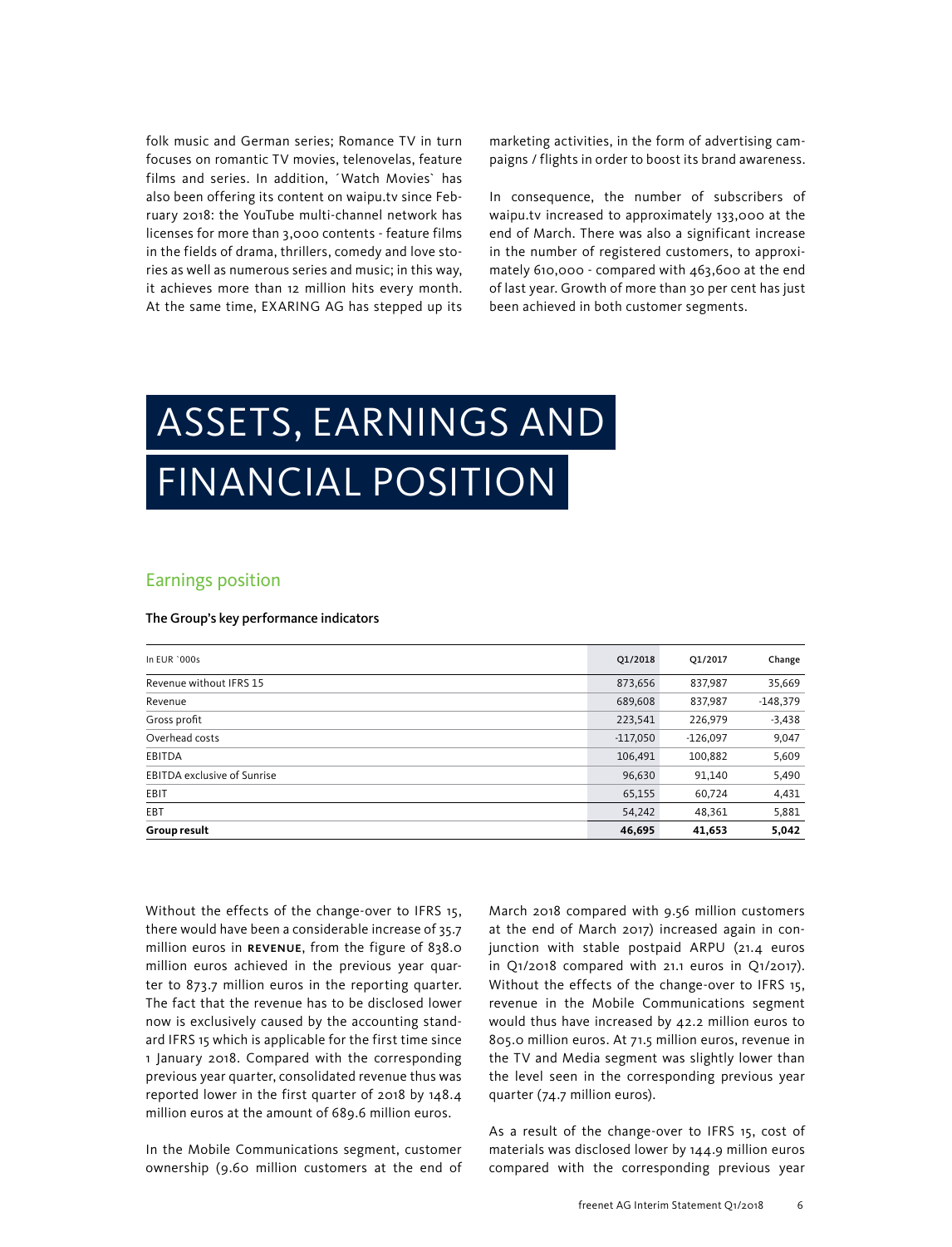folk music and German series; Romance TV in turn focuses on romantic TV movies, telenovelas, feature films and series. In addition, ´Watch Movies` has also been offering its content on waipu.tv since February 2018: the YouTube multi-channel network has licenses for more than 3,000 contents - feature films in the fields of drama, thrillers, comedy and love stories as well as numerous series and music; in this way, it achieves more than 12 million hits every month. At the same time, EXARING AG has stepped up its marketing activities, in the form of advertising campaigns / flights in order to boost its brand awareness.

In consequence, the number of subscribers of waipu.tv increased to approximately 133,000 at the end of March. There was also a significant increase in the number of registered customers, to approximately 610,000 - compared with 463,600 at the end of last year. Growth of more than 30 per cent has just been achieved in both customer segments.

# ASSETS, EARNINGS AND FINANCIAL POSITION

## Earnings position

**The Group's key performance indicators**

| In EUR `000s | Q1/2018 | Q1/2017 | Change |
|---|---|---|---|
| Revenue without IFRS 15 | 873,656 | 837,987 | 35,669 |
| Revenue | 689,608 | 837,987 | -148,379 |
| Gross profit | 223,541 | 226,979 | -3,438 |
| Overhead costs | -117,050 | -126,097 | 9,047 |
| EBITDA | 106,491 | 100,882 | 5,609 |
| EBITDA exclusive of Sunrise | 96,630 | 91,140 | 5,490 |
| EBIT | 65,155 | 60,724 | 4,431 |
| EBT | 54,242 | 48,361 | 5,881 |
| **Group result** | **46,695** | **41,653** | **5,042** |

Without the effects of the change-over to IFRS 15, there would have been a considerable increase of 35.7 million euros in **REVENUE**, from the figure of 838.0 million euros achieved in the previous year quarter to 873.7 million euros in the reporting quarter. The fact that the revenue has to be disclosed lower now is exclusively caused by the accounting standard IFRS 15 which is applicable for the first time since 1 January 2018. Compared with the corresponding previous year quarter, consolidated revenue thus was reported lower in the first quarter of 2018 by 148.4 million euros at the amount of 689.6 million euros.

In the Mobile Communications segment, customer ownership (9.60 million customers at the end of March 2018 compared with 9.56 million customers at the end of March 2017) increased again in conjunction with stable postpaid ARPU (21.4 euros in Q1/2018 compared with 21.1 euros in Q1/2017). Without the effects of the change-over to IFRS 15, revenue in the Mobile Communications segment would thus have increased by 42.2 million euros to 805.0 million euros. At 71.5 million euros, revenue in the TV and Media segment was slightly lower than the level seen in the corresponding previous year quarter (74.7 million euros).

As a result of the change-over to IFRS 15, cost of materials was disclosed lower by 144.9 million euros compared with the corresponding previous year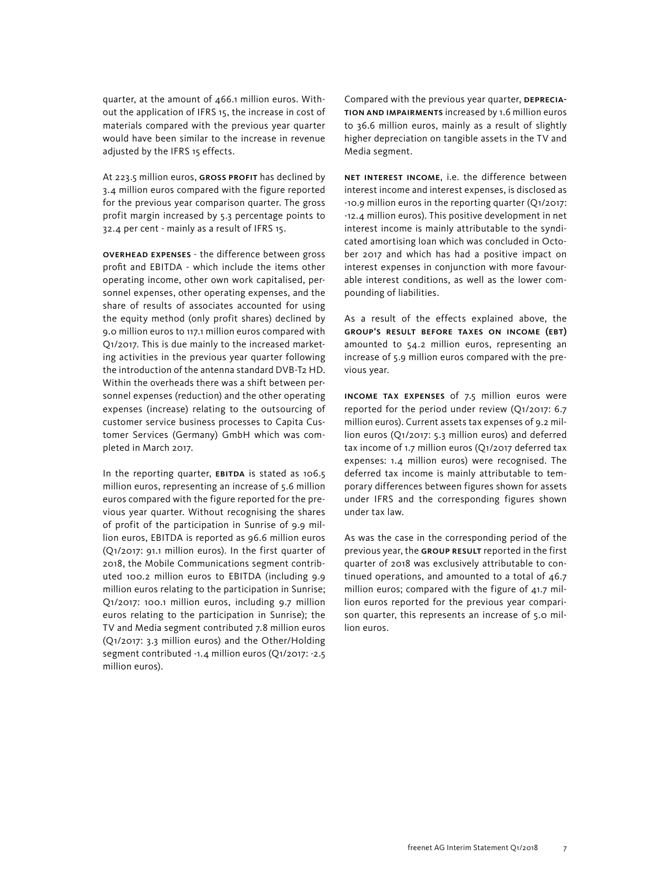quarter, at the amount of 466.1 million euros. Without the application of IFRS 15, the increase in cost of materials compared with the previous year quarter would have been similar to the increase in revenue adjusted by the IFRS 15 effects.

At 223.5 million euros, **gross profit** has declined by 3.4 million euros compared with the figure reported for the previous year comparison quarter. The gross profit margin increased by 5.3 percentage points to 32.4 per cent - mainly as a result of IFRS 15.

**overhead expenses** - the difference between gross profit and EBITDA - which include the items other operating income, other own work capitalised, personnel expenses, other operating expenses, and the share of results of associates accounted for using the equity method (only profit shares) declined by 9.0 million euros to 117.1 million euros compared with Q1/2017. This is due mainly to the increased marketing activities in the previous year quarter following the introduction of the antenna standard DVB-T2 HD. Within the overheads there was a shift between personnel expenses (reduction) and the other operating expenses (increase) relating to the outsourcing of customer service business processes to Capita Customer Services (Germany) GmbH which was completed in March 2017.

In the reporting quarter, **ebitda** is stated as 106.5 million euros, representing an increase of 5.6 million euros compared with the figure reported for the previous year quarter. Without recognising the shares of profit of the participation in Sunrise of 9.9 million euros, EBITDA is reported as 96.6 million euros (Q1/2017: 91.1 million euros). In the first quarter of 2018, the Mobile Communications segment contributed 100.2 million euros to EBITDA (including 9.9 million euros relating to the participation in Sunrise; Q1/2017: 100.1 million euros, including 9.7 million euros relating to the participation in Sunrise); the TV and Media segment contributed 7.8 million euros (Q1/2017: 3.3 million euros) and the Other/Holding segment contributed -1.4 million euros (Q1/2017: -2.5 million euros).

Compared with the previous year quarter, **depreciation and impairments** increased by 1.6 million euros to 36.6 million euros, mainly as a result of slightly higher depreciation on tangible assets in the TV and Media segment.

**net interest income**, i.e. the difference between interest income and interest expenses, is disclosed as -10.9 million euros in the reporting quarter (Q1/2017: -12.4 million euros). This positive development in net interest income is mainly attributable to the syndicated amortising loan which was concluded in October 2017 and which has had a positive impact on interest expenses in conjunction with more favourable interest conditions, as well as the lower compounding of liabilities.

As a result of the effects explained above, the **group's result before taxes on income (ebt)** amounted to 54.2 million euros, representing an increase of 5.9 million euros compared with the previous year.

**income tax expenses** of 7.5 million euros were reported for the period under review (Q1/2017: 6.7 million euros). Current assets tax expenses of 9.2 million euros (Q1/2017: 5.3 million euros) and deferred tax income of 1.7 million euros (Q1/2017 deferred tax expenses: 1.4 million euros) were recognised. The deferred tax income is mainly attributable to temporary differences between figures shown for assets under IFRS and the corresponding figures shown under tax law.

As was the case in the corresponding period of the previous year, the **group result** reported in the first quarter of 2018 was exclusively attributable to continued operations, and amounted to a total of 46.7 million euros; compared with the figure of 41.7 million euros reported for the previous year comparison quarter, this represents an increase of 5.0 million euros.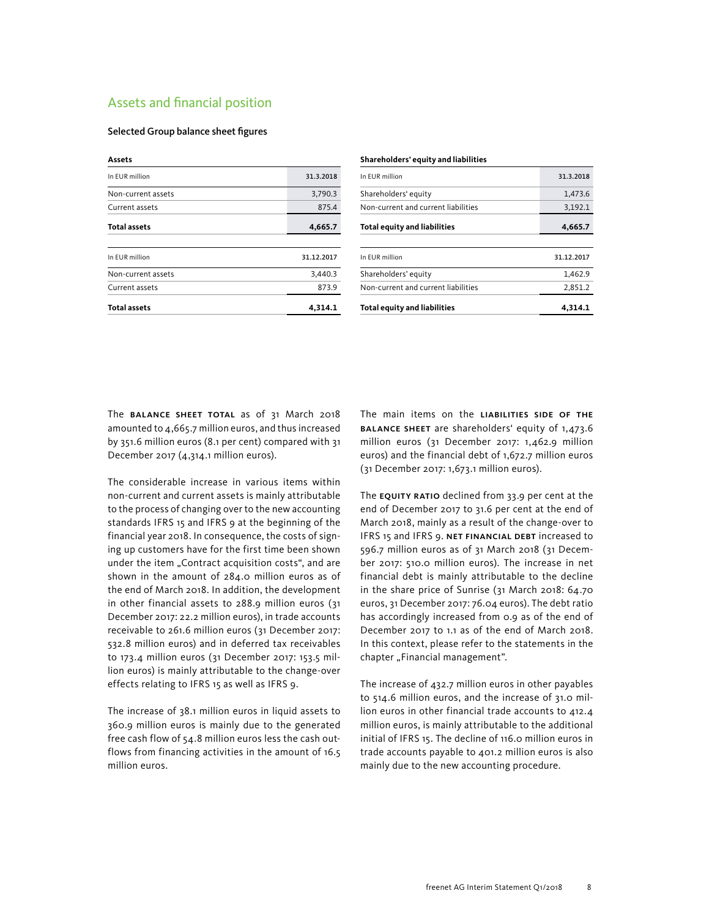## Assets and financial position

### Selected Group balance sheet figures

**Assets**

| In EUR million | 31.3.2018 |
|---|---|
| Non-current assets | 3,790.3 |
| Current assets | 875.4 |
| **Total assets** | **4,665.7** |

| In EUR million | 31.12.2017 |
|---|---|
| Non-current assets | 3,440.3 |
| Current assets | 873.9 |
| **Total assets** | **4,314.1** |

**Shareholders' equity and liabilities**

| In EUR million | 31.3.2018 |
|---|---|
| Shareholders' equity | 1,473.6 |
| Non-current and current liabilities | 3,192.1 |
| **Total equity and liabilities** | **4,665.7** |

| In EUR million | 31.12.2017 |
|---|---|
| Shareholders' equity | 1,462.9 |
| Non-current and current liabilities | 2,851.2 |
| **Total equity and liabilities** | **4,314.1** |

The **BALANCE SHEET TOTAL** as of 31 March 2018 amounted to 4,665.7 million euros, and thus increased by 351.6 million euros (8.1 per cent) compared with 31 December 2017 (4,314.1 million euros).

The considerable increase in various items within non-current and current assets is mainly attributable to the process of changing over to the new accounting standards IFRS 15 and IFRS 9 at the beginning of the financial year 2018. In consequence, the costs of signing up customers have for the first time been shown under the item „Contract acquisition costs", and are shown in the amount of 284.0 million euros as of the end of March 2018. In addition, the development in other financial assets to 288.9 million euros (31 December 2017: 22.2 million euros), in trade accounts receivable to 261.6 million euros (31 December 2017: 532.8 million euros) and in deferred tax receivables to 173.4 million euros (31 December 2017: 153.5 million euros) is mainly attributable to the change-over effects relating to IFRS 15 as well as IFRS 9.

The increase of 38.1 million euros in liquid assets to 360.9 million euros is mainly due to the generated free cash flow of 54.8 million euros less the cash outflows from financing activities in the amount of 16.5 million euros.

The main items on the **LIABILITIES SIDE OF THE BALANCE SHEET** are shareholders' equity of 1,473.6 million euros (31 December 2017: 1,462.9 million euros) and the financial debt of 1,672.7 million euros (31 December 2017: 1,673.1 million euros).

The **EQUITY RATIO** declined from 33.9 per cent at the end of December 2017 to 31.6 per cent at the end of March 2018, mainly as a result of the change-over to IFRS 15 and IFRS 9. **NET FINANCIAL DEBT** increased to 596.7 million euros as of 31 March 2018 (31 December 2017: 510.0 million euros). The increase in net financial debt is mainly attributable to the decline in the share price of Sunrise (31 March 2018: 64.70 euros, 31 December 2017: 76.04 euros). The debt ratio has accordingly increased from 0.9 as of the end of December 2017 to 1.1 as of the end of March 2018. In this context, please refer to the statements in the chapter „Financial management".

The increase of 432.7 million euros in other payables to 514.6 million euros, and the increase of 31.0 million euros in other financial trade accounts to 412.4 million euros, is mainly attributable to the additional initial of IFRS 15. The decline of 116.0 million euros in trade accounts payable to 401.2 million euros is also mainly due to the new accounting procedure.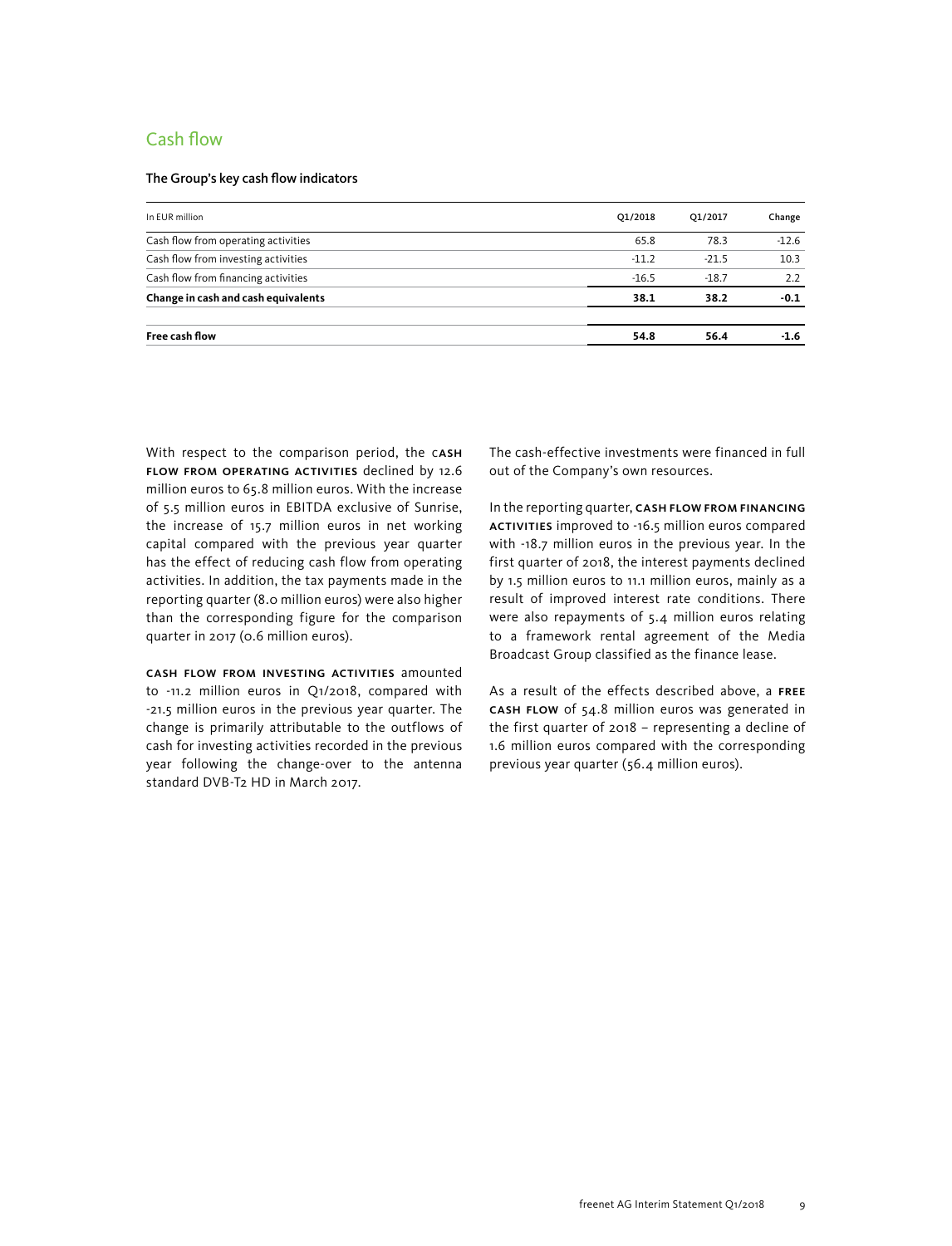## Cash flow

**The Group's key cash flow indicators**

| In EUR million | Q1/2018 | Q1/2017 | Change |
|---|---|---|---|
| Cash flow from operating activities | 65.8 | 78.3 | -12.6 |
| Cash flow from investing activities | -11.2 | -21.5 | 10.3 |
| Cash flow from financing activities | -16.5 | -18.7 | 2.2 |
| **Change in cash and cash equivalents** | **38.1** | **38.2** | **-0.1** |
| | | | |
| **Free cash flow** | **54.8** | **56.4** | **-1.6** |

With respect to the comparison period, the **CASH FLOW FROM OPERATING ACTIVITIES** declined by 12.6 million euros to 65.8 million euros. With the increase of 5.5 million euros in EBITDA exclusive of Sunrise, the increase of 15.7 million euros in net working capital compared with the previous year quarter has the effect of reducing cash flow from operating activities. In addition, the tax payments made in the reporting quarter (8.0 million euros) were also higher than the corresponding figure for the comparison quarter in 2017 (0.6 million euros).

**CASH FLOW FROM INVESTING ACTIVITIES** amounted to -11.2 million euros in Q1/2018, compared with -21.5 million euros in the previous year quarter. The change is primarily attributable to the outflows of cash for investing activities recorded in the previous year following the change-over to the antenna standard DVB-T2 HD in March 2017.

The cash-effective investments were financed in full out of the Company's own resources.

In the reporting quarter, **CASH FLOW FROM FINANCING ACTIVITIES** improved to -16.5 million euros compared with -18.7 million euros in the previous year. In the first quarter of 2018, the interest payments declined by 1.5 million euros to 11.1 million euros, mainly as a result of improved interest rate conditions. There were also repayments of 5.4 million euros relating to a framework rental agreement of the Media Broadcast Group classified as the finance lease.

As a result of the effects described above, a **FREE CASH FLOW** of 54.8 million euros was generated in the first quarter of 2018 – representing a decline of 1.6 million euros compared with the corresponding previous year quarter (56.4 million euros).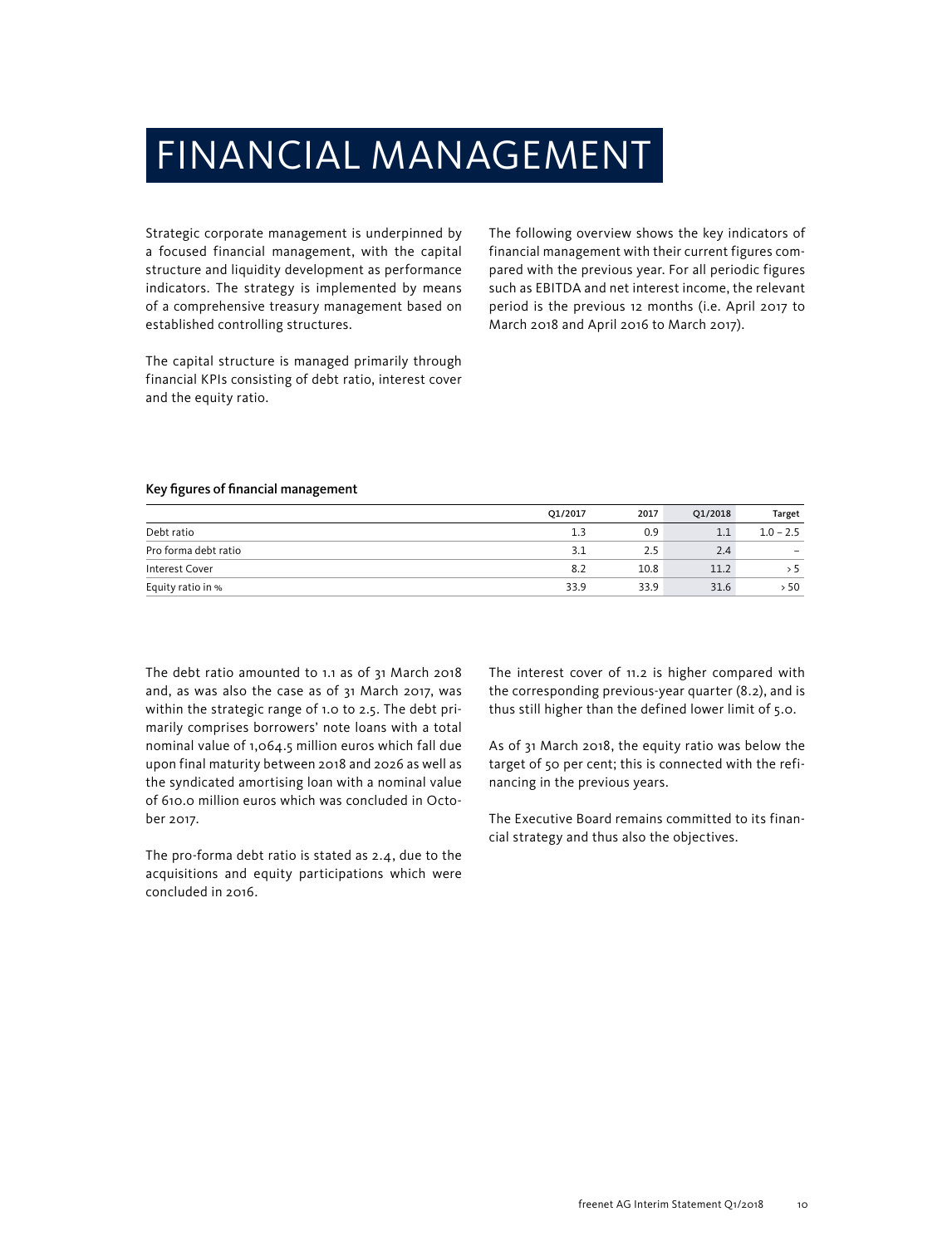# FINANCIAL MANAGEMENT

Strategic corporate management is underpinned by a focused financial management, with the capital structure and liquidity development as performance indicators. The strategy is implemented by means of a comprehensive treasury management based on established controlling structures.

The capital structure is managed primarily through financial KPIs consisting of debt ratio, interest cover and the equity ratio.

The following overview shows the key indicators of financial management with their current figures compared with the previous year. For all periodic figures such as EBITDA and net interest income, the relevant period is the previous 12 months (i.e. April 2017 to March 2018 and April 2016 to March 2017).

**Key figures of financial management**

| | Q1/2017 | 2017 | Q1/2018 | Target |
|---|---|---|---|---|
| Debt ratio | 1.3 | 0.9 | 1.1 | 1.0 – 2.5 |
| Pro forma debt ratio | 3.1 | 2.5 | 2.4 | – |
| Interest Cover | 8.2 | 10.8 | 11.2 | > 5 |
| Equity ratio in % | 33.9 | 33.9 | 31.6 | > 50 |

The debt ratio amounted to 1.1 as of 31 March 2018 and, as was also the case as of 31 March 2017, was within the strategic range of 1.0 to 2.5. The debt primarily comprises borrowers' note loans with a total nominal value of 1,064.5 million euros which fall due upon final maturity between 2018 and 2026 as well as the syndicated amortising loan with a nominal value of 610.0 million euros which was concluded in October 2017.

The pro-forma debt ratio is stated as 2.4, due to the acquisitions and equity participations which were concluded in 2016.

The interest cover of 11.2 is higher compared with the corresponding previous-year quarter (8.2), and is thus still higher than the defined lower limit of 5.0.

As of 31 March 2018, the equity ratio was below the target of 50 per cent; this is connected with the refinancing in the previous years.

The Executive Board remains committed to its financial strategy and thus also the objectives.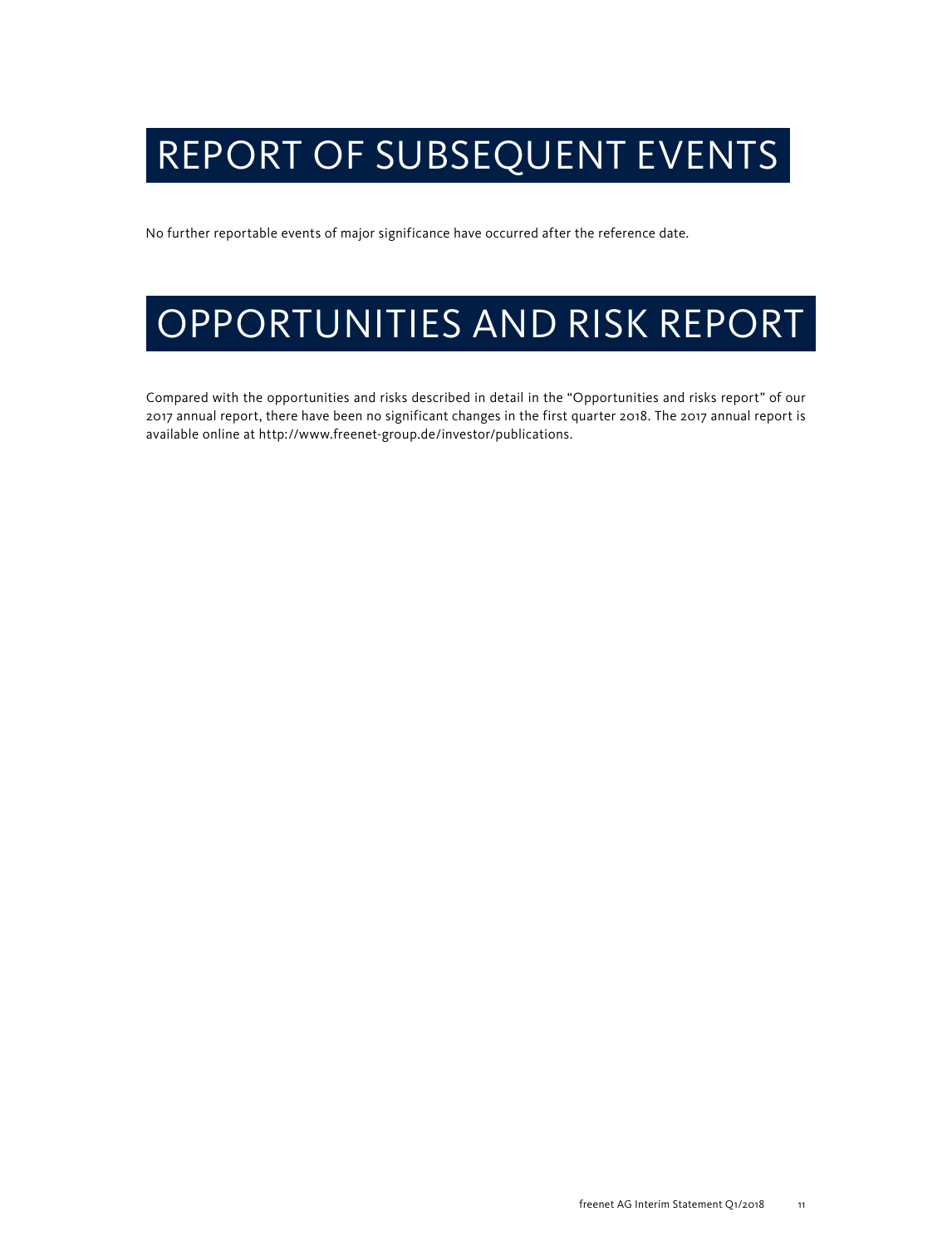# REPORT OF SUBSEQUENT EVENTS

No further reportable events of major significance have occurred after the reference date.

# OPPORTUNITIES AND RISK REPORT

Compared with the opportunities and risks described in detail in the "Opportunities and risks report" of our 2017 annual report, there have been no significant changes in the first quarter 2018. The 2017 annual report is available online at http://www.freenet-group.de/investor/publications.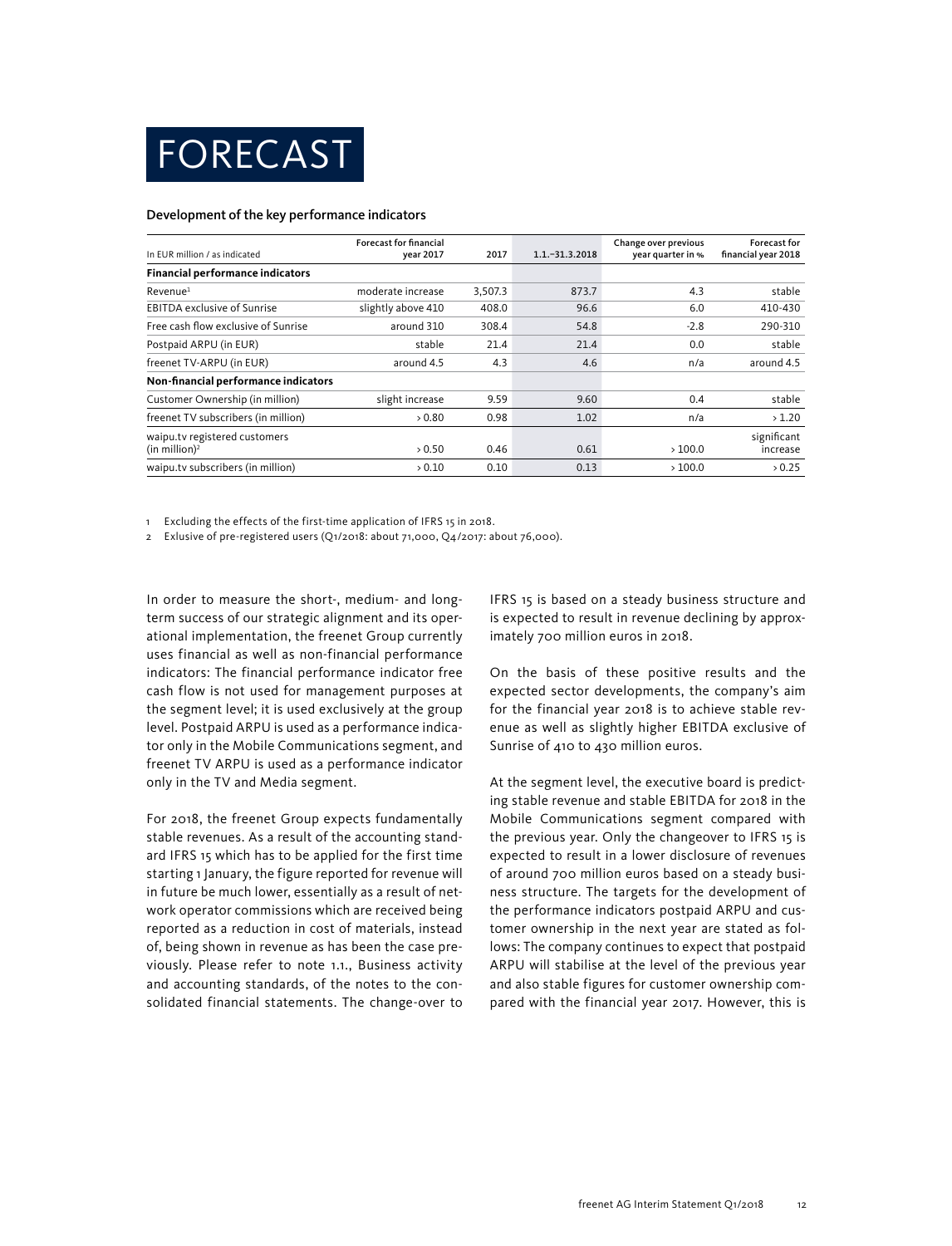# FORECAST

### Development of the key performance indicators

| In EUR million / as indicated | Forecast for financial year 2017 | 2017 | 1.1.–31.3.2018 | Change over previous year quarter in % | Forecast for financial year 2018 |
|---|---|---|---|---|---|
| **Financial performance indicators** | | | | | |
| Revenue[1] | moderate increase | 3,507.3 | 873.7 | 4.3 | stable |
| EBITDA exclusive of Sunrise | slightly above 410 | 408.0 | 96.6 | 6.0 | 410-430 |
| Free cash flow exclusive of Sunrise | around 310 | 308.4 | 54.8 | -2.8 | 290-310 |
| Postpaid ARPU (in EUR) | stable | 21.4 | 21.4 | 0.0 | stable |
| freenet TV-ARPU (in EUR) | around 4.5 | 4.3 | 4.6 | n/a | around 4.5 |
| **Non-financial performance indicators** | | | | | |
| Customer Ownership (in million) | slight increase | 9.59 | 9.60 | 0.4 | stable |
| freenet TV subscribers (in million) | > 0.80 | 0.98 | 1.02 | n/a | > 1.20 |
| waipu.tv registered customers (in million)[2] | > 0.50 | 0.46 | 0.61 | > 100.0 | significant increase |
| waipu.tv subscribers (in million) | > 0.10 | 0.10 | 0.13 | > 100.0 | > 0.25 |

1 Excluding the effects of the first-time application of IFRS 15 in 2018.

2 Exlusive of pre-registered users (Q1/2018: about 71,000, Q4/2017: about 76,000).

In order to measure the short-, medium- and long-term success of our strategic alignment and its operational implementation, the freenet Group currently uses financial as well as non-financial performance indicators: The financial performance indicator free cash flow is not used for management purposes at the segment level; it is used exclusively at the group level. Postpaid ARPU is used as a performance indicator only in the Mobile Communications segment, and freenet TV ARPU is used as a performance indicator only in the TV and Media segment.

For 2018, the freenet Group expects fundamentally stable revenues. As a result of the accounting standard IFRS 15 which has to be applied for the first time starting 1 January, the figure reported for revenue will in future be much lower, essentially as a result of network operator commissions which are received being reported as a reduction in cost of materials, instead of, being shown in revenue as has been the case previously. Please refer to note 1.1., Business activity and accounting standards, of the notes to the consolidated financial statements. The change-over to IFRS 15 is based on a steady business structure and is expected to result in revenue declining by approximately 700 million euros in 2018.

On the basis of these positive results and the expected sector developments, the company's aim for the financial year 2018 is to achieve stable revenue as well as slightly higher EBITDA exclusive of Sunrise of 410 to 430 million euros.

At the segment level, the executive board is predicting stable revenue and stable EBITDA for 2018 in the Mobile Communications segment compared with the previous year. Only the changeover to IFRS 15 is expected to result in a lower disclosure of revenues of around 700 million euros based on a steady business structure. The targets for the development of the performance indicators postpaid ARPU and customer ownership in the next year are stated as follows: The company continues to expect that postpaid ARPU will stabilise at the level of the previous year and also stable figures for customer ownership compared with the financial year 2017. However, this is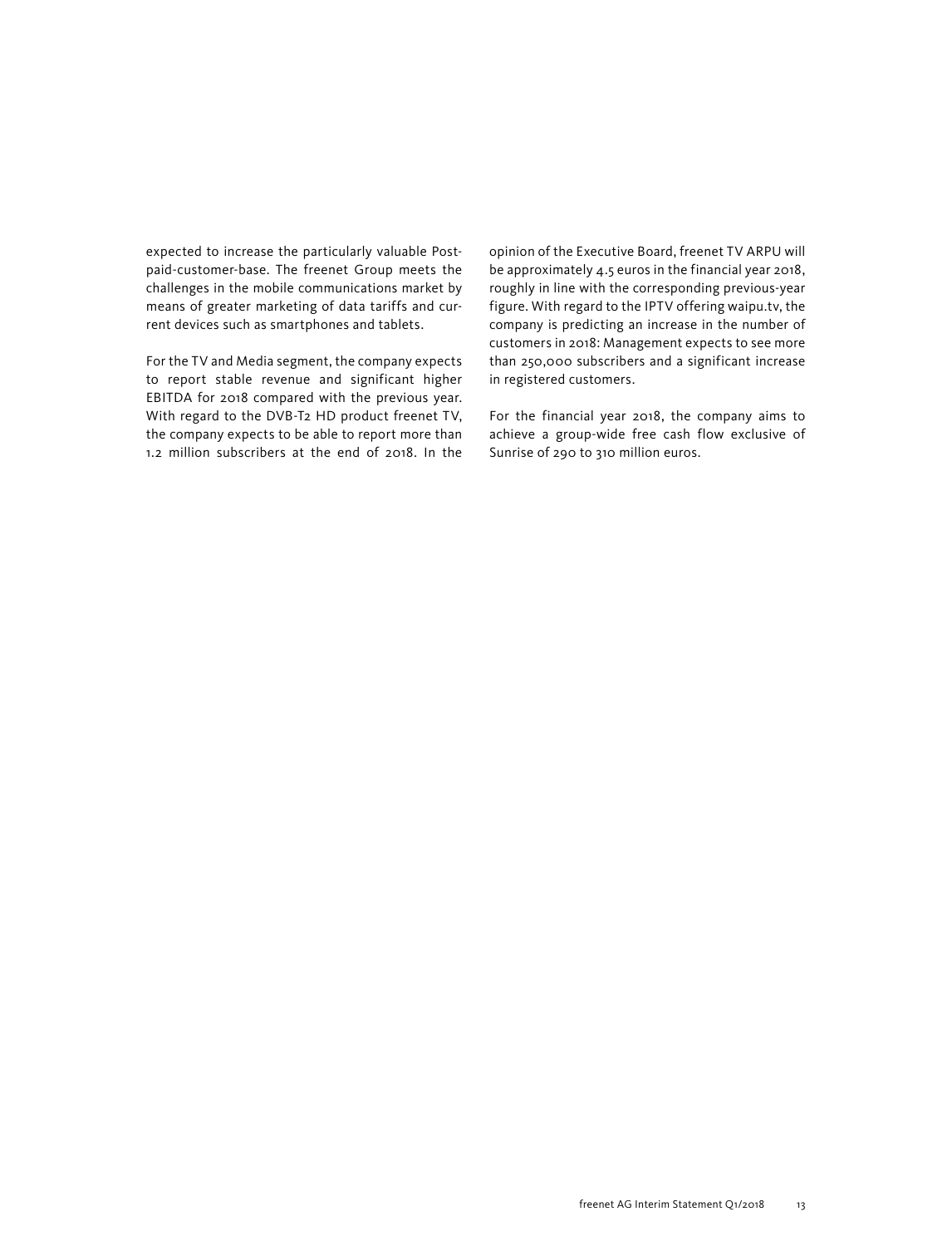expected to increase the particularly valuable Postpaid-customer-base. The freenet Group meets the challenges in the mobile communications market by means of greater marketing of data tariffs and current devices such as smartphones and tablets.

For the TV and Media segment, the company expects to report stable revenue and significant higher EBITDA for 2018 compared with the previous year. With regard to the DVB-T2 HD product freenet TV, the company expects to be able to report more than 1.2 million subscribers at the end of 2018. In the opinion of the Executive Board, freenet TV ARPU will be approximately 4.5 euros in the financial year 2018, roughly in line with the corresponding previous-year figure. With regard to the IPTV offering waipu.tv, the company is predicting an increase in the number of customers in 2018: Management expects to see more than 250,000 subscribers and a significant increase in registered customers.

For the financial year 2018, the company aims to achieve a group-wide free cash flow exclusive of Sunrise of 290 to 310 million euros.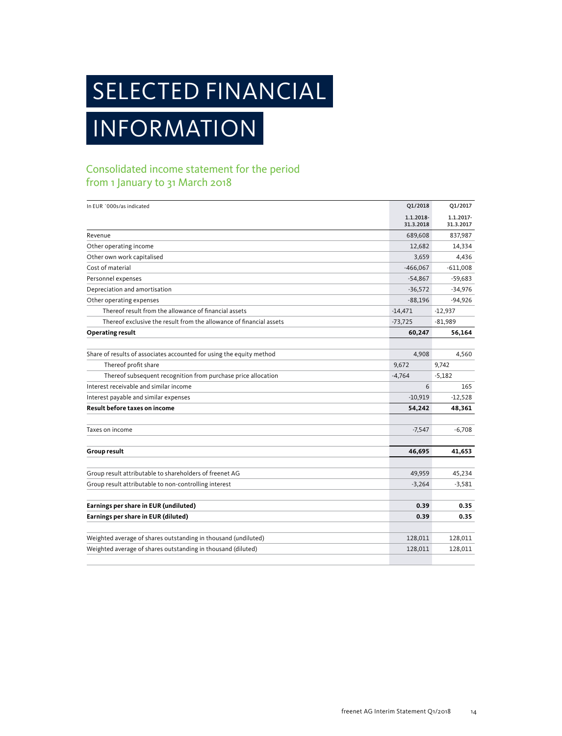# SELECTED FINANCIAL INFORMATION

## Consolidated income statement for the period from 1 January to 31 March 2018

| In EUR `000s/as indicated | Q1/2018 | Q1/2017 |
|---|---|---|
| | 1.1.2018-31.3.2018 | 1.1.2017-31.3.2017 |
| Revenue | 689,608 | 837,987 |
| Other operating income | 12,682 | 14,334 |
| Other own work capitalised | 3,659 | 4,436 |
| Cost of material | -466,067 | -611,008 |
| Personnel expenses | -54,867 | -59,683 |
| Depreciation and amortisation | -36,572 | -34,976 |
| Other operating expenses | -88,196 | -94,926 |
| Thereof result from the allowance of financial assets | -14,471 | -12,937 |
| Thereof exclusive the result from the allowance of financial assets | -73,725 | -81,989 |
| **Operating result** | **60,247** | **56,164** |
| | | |
| Share of results of associates accounted for using the equity method | 4,908 | 4,560 |
| Thereof profit share | 9,672 | 9,742 |
| Thereof subsequent recognition from purchase price allocation | -4,764 | -5,182 |
| Interest receivable and similar income | 6 | 165 |
| Interest payable and similar expenses | -10,919 | -12,528 |
| **Result before taxes on income** | **54,242** | **48,361** |
| | | |
| Taxes on income | -7,547 | -6,708 |
| | | |
| **Group result** | **46,695** | **41,653** |
| | | |
| Group result attributable to shareholders of freenet AG | 49,959 | 45,234 |
| Group result attributable to non-controlling interest | -3,264 | -3,581 |
| | | |
| **Earnings per share in EUR (undiluted)** | **0.39** | **0.35** |
| **Earnings per share in EUR (diluted)** | **0.39** | **0.35** |
| | | |
| Weighted average of shares outstanding in thousand (undiluted) | 128,011 | 128,011 |
| Weighted average of shares outstanding in thousand (diluted) | 128,011 | 128,011 |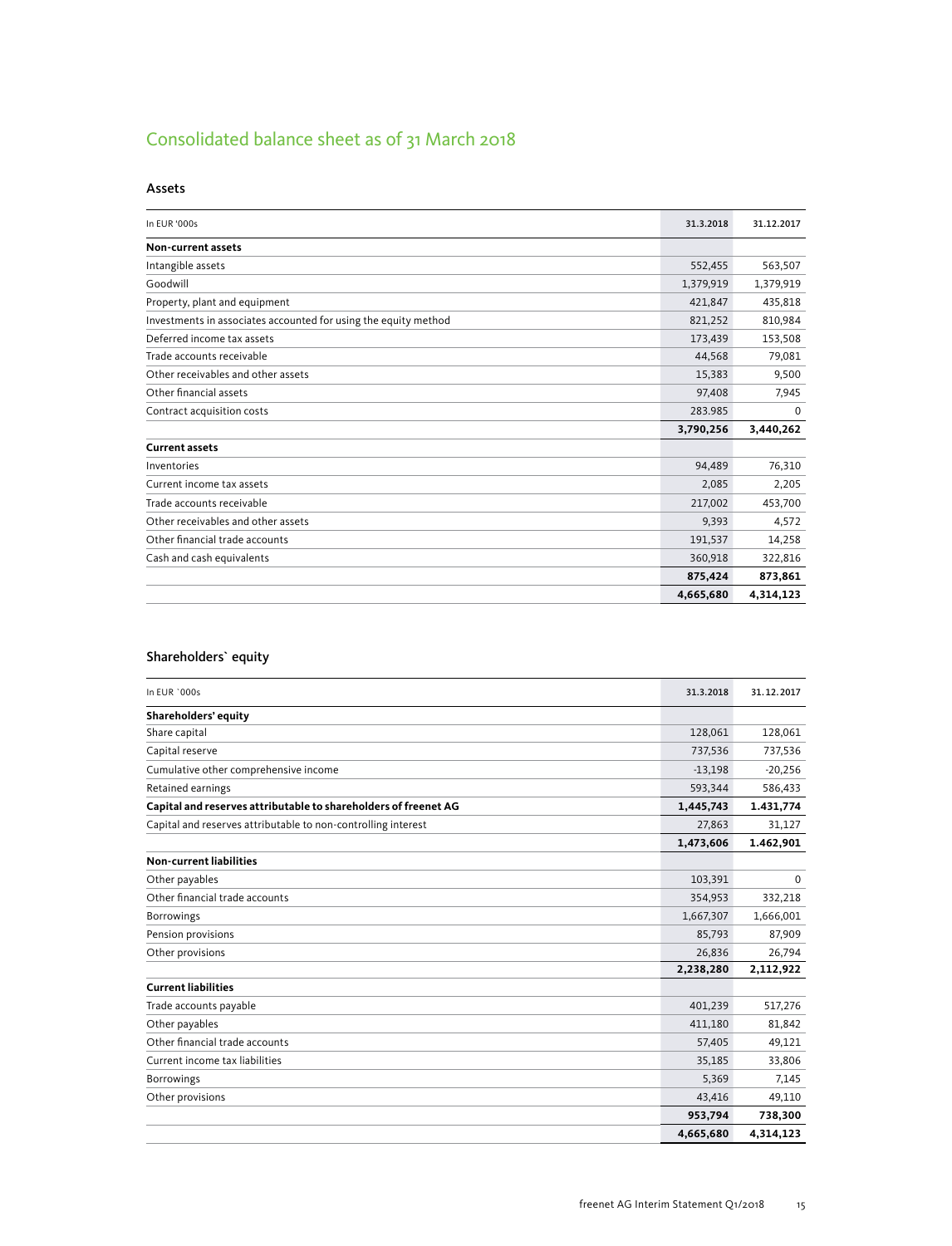# Consolidated balance sheet as of 31 March 2018

## Assets

| In EUR '000s | 31.3.2018 | 31.12.2017 |
|---|---|---|
| **Non-current assets** | | |
| Intangible assets | 552,455 | 563,507 |
| Goodwill | 1,379,919 | 1,379,919 |
| Property, plant and equipment | 421,847 | 435,818 |
| Investments in associates accounted for using the equity method | 821,252 | 810,984 |
| Deferred income tax assets | 173,439 | 153,508 |
| Trade accounts receivable | 44,568 | 79,081 |
| Other receivables and other assets | 15,383 | 9,500 |
| Other financial assets | 97,408 | 7,945 |
| Contract acquisition costs | 283.985 | 0 |
| | **3,790,256** | **3,440,262** |
| **Current assets** | | |
| Inventories | 94,489 | 76,310 |
| Current income tax assets | 2,085 | 2,205 |
| Trade accounts receivable | 217,002 | 453,700 |
| Other receivables and other assets | 9,393 | 4,572 |
| Other financial trade accounts | 191,537 | 14,258 |
| Cash and cash equivalents | 360,918 | 322,816 |
| | **875,424** | **873,861** |
| | **4,665,680** | **4,314,123** |

## Shareholders` equity

| In EUR `000s | 31.3.2018 | 31.12.2017 |
|---|---|---|
| **Shareholders' equity** | | |
| Share capital | 128,061 | 128,061 |
| Capital reserve | 737,536 | 737,536 |
| Cumulative other comprehensive income | -13,198 | -20,256 |
| Retained earnings | 593,344 | 586,433 |
| **Capital and reserves attributable to shareholders of freenet AG** | **1,445,743** | **1.431,774** |
| Capital and reserves attributable to non-controlling interest | 27,863 | 31,127 |
| | **1,473,606** | **1.462,901** |
| **Non-current liabilities** | | |
| Other payables | 103,391 | 0 |
| Other financial trade accounts | 354,953 | 332,218 |
| Borrowings | 1,667,307 | 1,666,001 |
| Pension provisions | 85,793 | 87,909 |
| Other provisions | 26,836 | 26,794 |
| | **2,238,280** | **2,112,922** |
| **Current liabilities** | | |
| Trade accounts payable | 401,239 | 517,276 |
| Other payables | 411,180 | 81,842 |
| Other financial trade accounts | 57,405 | 49,121 |
| Current income tax liabilities | 35,185 | 33,806 |
| Borrowings | 5,369 | 7,145 |
| Other provisions | 43,416 | 49,110 |
| | **953,794** | **738,300** |
| | **4,665,680** | **4,314,123** |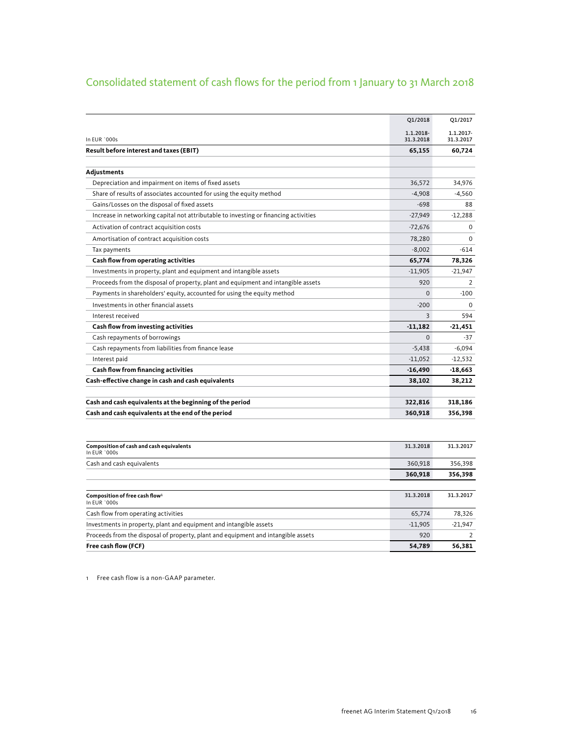# Consolidated statement of cash flows for the period from 1 January to 31 March 2018

| In EUR `000s | Q1/2018<br>1.1.2018-31.3.2018 | Q1/2017<br>1.1.2017-31.3.2017 |
|---|---|---|
| **Result before interest and taxes (EBIT)** | **65,155** | **60,724** |
| | | |
| **Adjustments** | | |
| Depreciation and impairment on items of fixed assets | 36,572 | 34,976 |
| Share of results of associates accounted for using the equity method | -4,908 | -4,560 |
| Gains/Losses on the disposal of fixed assets | -698 | 88 |
| Increase in networking capital not attributable to investing or financing activities | -27,949 | -12,288 |
| Activation of contract acquisition costs | -72,676 | 0 |
| Amortisation of contract acquisition costs | 78,280 | 0 |
| Tax payments | -8,002 | -614 |
| **Cash flow from operating activities** | **65,774** | **78,326** |
| Investments in property, plant and equipment and intangible assets | -11,905 | -21,947 |
| Proceeds from the disposal of property, plant and equipment and intangible assets | 920 | 2 |
| Payments in shareholders' equity, accounted for using the equity method | 0 | -100 |
| Investments in other financial assets | -200 | 0 |
| Interest received | 3 | 594 |
| **Cash flow from investing activities** | **-11,182** | **-21,451** |
| Cash repayments of borrowings | 0 | -37 |
| Cash repayments from liabilities from finance lease | -5,438 | -6,094 |
| Interest paid | -11,052 | -12,532 |
| **Cash flow from financing activities** | **-16,490** | **-18,663** |
| **Cash-effective change in cash and cash equivalents** | **38,102** | **38,212** |
| | | |
| **Cash and cash equivalents at the beginning of the period** | **322,816** | **318,186** |
| **Cash and cash equivalents at the end of the period** | **360,918** | **356,398** |

| **Composition of cash and cash equivalents**<br>In EUR `000s | 31.3.2018 | 31.3.2017 |
|---|---|---|
| Cash and cash equivalents | 360,918 | 356,398 |
| | **360,918** | **356,398** |

| **Composition of free cash flow**[1]<br>In EUR `000s | 31.3.2018 | 31.3.2017 |
|---|---|---|
| Cash flow from operating activities | 65,774 | 78,326 |
| Investments in property, plant and equipment and intangible assets | -11,905 | -21,947 |
| Proceeds from the disposal of property, plant and equipment and intangible assets | 920 | 2 |
| **Free cash flow (FCF)** | **54,789** | **56,381** |

1 Free cash flow is a non-GAAP parameter.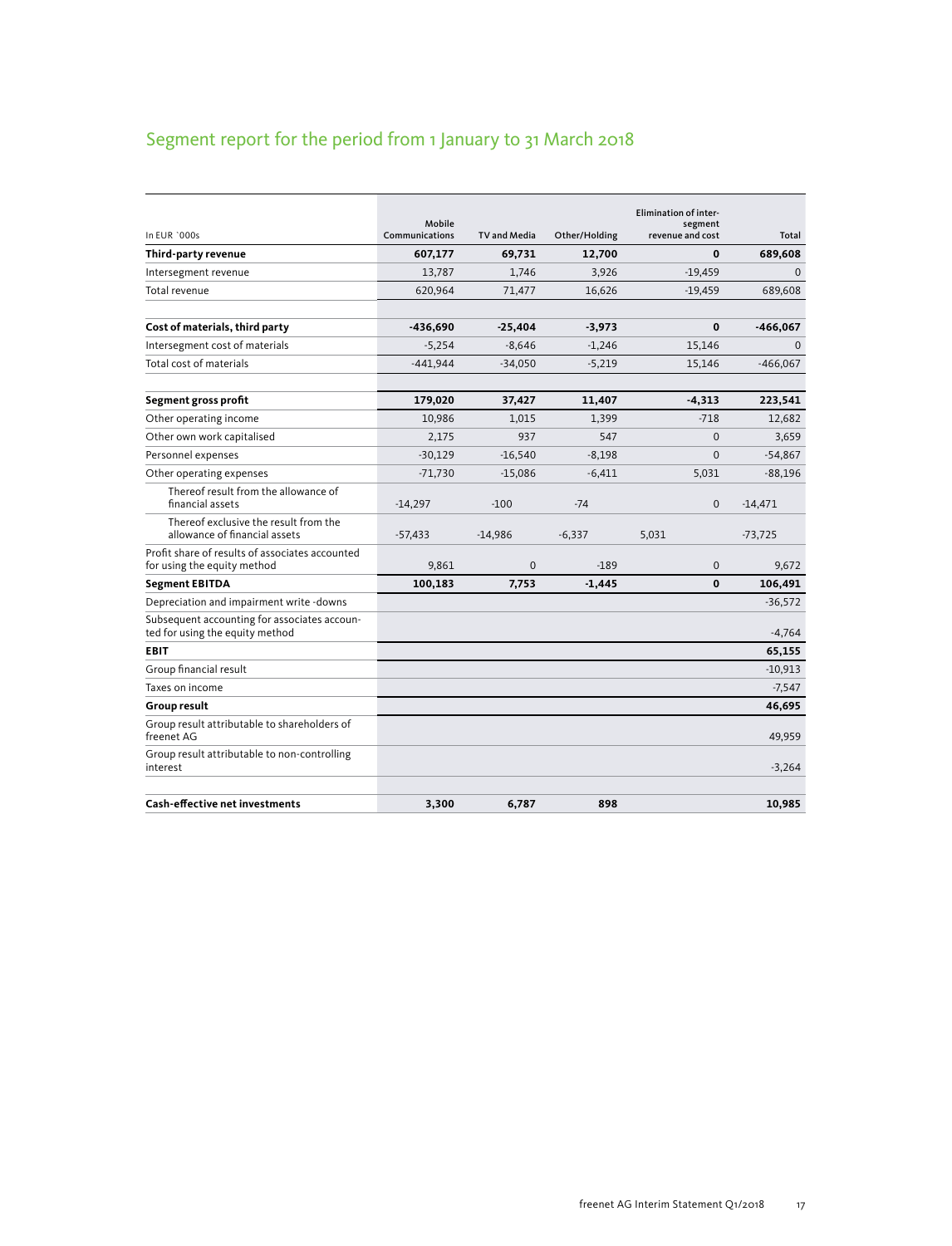# Segment report for the period from 1 January to 31 March 2018

| In EUR `000s | Mobile Communications | TV and Media | Other/Holding | Elimination of inter-segment revenue and cost | Total |
|---|---|---|---|---|---|
| **Third-party revenue** | **607,177** | **69,731** | **12,700** | **0** | **689,608** |
| Intersegment revenue | 13,787 | 1,746 | 3,926 | -19,459 | 0 |
| Total revenue | 620,964 | 71,477 | 16,626 | -19,459 | 689,608 |
| | | | | | |
| **Cost of materials, third party** | **-436,690** | **-25,404** | **-3,973** | **0** | **-466,067** |
| Intersegment cost of materials | -5,254 | -8,646 | -1,246 | 15,146 | 0 |
| Total cost of materials | -441,944 | -34,050 | -5,219 | 15,146 | -466,067 |
| | | | | | |
| **Segment gross profit** | **179,020** | **37,427** | **11,407** | **-4,313** | **223,541** |
| Other operating income | 10,986 | 1,015 | 1,399 | -718 | 12,682 |
| Other own work capitalised | 2,175 | 937 | 547 | 0 | 3,659 |
| Personnel expenses | -30,129 | -16,540 | -8,198 | 0 | -54,867 |
| Other operating expenses | -71,730 | -15,086 | -6,411 | 5,031 | -88,196 |
| Thereof result from the allowance of financial assets | -14,297 | -100 | -74 | 0 | -14,471 |
| Thereof exclusive the result from the allowance of financial assets | -57,433 | -14,986 | -6,337 | 5,031 | -73,725 |
| Profit share of results of associates accounted for using the equity method | 9,861 | 0 | -189 | 0 | 9,672 |
| **Segment EBITDA** | **100,183** | **7,753** | **-1,445** | **0** | **106,491** |
| Depreciation and impairment write -downs | | | | | -36,572 |
| Subsequent accounting for associates accounted for using the equity method | | | | | -4,764 |
| **EBIT** | | | | | **65,155** |
| Group financial result | | | | | -10,913 |
| Taxes on income | | | | | -7,547 |
| **Group result** | | | | | **46,695** |
| Group result attributable to shareholders of freenet AG | | | | | 49,959 |
| Group result attributable to non-controlling interest | | | | | -3,264 |
| | | | | | |
| **Cash-effective net investments** | **3,300** | **6,787** | **898** | | **10,985** |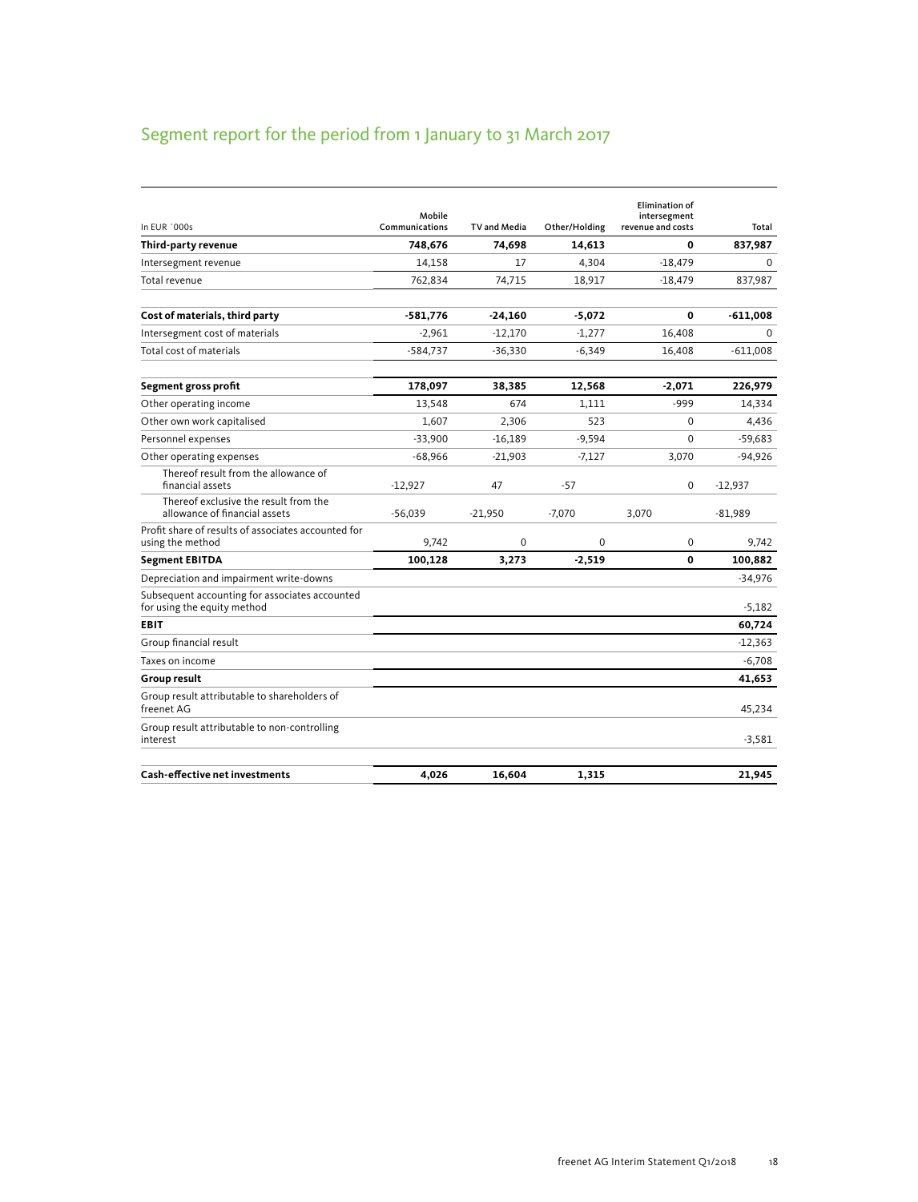# Segment report for the period from 1 January to 31 March 2017

| In EUR `000s | Mobile Communications | TV and Media | Other/Holding | Elimination of intersegment revenue and costs | Total |
|---|---|---|---|---|---|
| **Third-party revenue** | **748,676** | **74,698** | **14,613** | **0** | **837,987** |
| Intersegment revenue | 14,158 | 17 | 4,304 | -18,479 | 0 |
| Total revenue | 762,834 | 74,715 | 18,917 | -18,479 | 837,987 |
| | | | | | |
| **Cost of materials, third party** | **-581,776** | **-24,160** | **-5,072** | **0** | **-611,008** |
| Intersegment cost of materials | -2,961 | -12,170 | -1,277 | 16,408 | 0 |
| Total cost of materials | -584,737 | -36,330 | -6,349 | 16,408 | -611,008 |
| | | | | | |
| **Segment gross profit** | **178,097** | **38,385** | **12,568** | **-2,071** | **226,979** |
| Other operating income | 13,548 | 674 | 1,111 | -999 | 14,334 |
| Other own work capitalised | 1,607 | 2,306 | 523 | 0 | 4,436 |
| Personnel expenses | -33,900 | -16,189 | -9,594 | 0 | -59,683 |
| Other operating expenses | -68,966 | -21,903 | -7,127 | 3,070 | -94,926 |
| Thereof result from the allowance of financial assets | -12,927 | 47 | -57 | 0 | -12,937 |
| Thereof exclusive the result from the allowance of financial assets | -56,039 | -21,950 | -7,070 | 3,070 | -81,989 |
| Profit share of results of associates accounted for using the method | 9,742 | 0 | 0 | 0 | 9,742 |
| **Segment EBITDA** | **100,128** | **3,273** | **-2,519** | **0** | **100,882** |
| Depreciation and impairment write-downs | | | | | -34,976 |
| Subsequent accounting for associates accounted for using the equity method | | | | | -5,182 |
| **EBIT** | | | | | **60,724** |
| Group financial result | | | | | -12,363 |
| Taxes on income | | | | | -6,708 |
| **Group result** | | | | | **41,653** |
| Group result attributable to shareholders of freenet AG | | | | | 45,234 |
| Group result attributable to non-controlling interest | | | | | -3,581 |
| | | | | | |
| **Cash-effective net investments** | **4,026** | **16,604** | **1,315** | | **21,945** |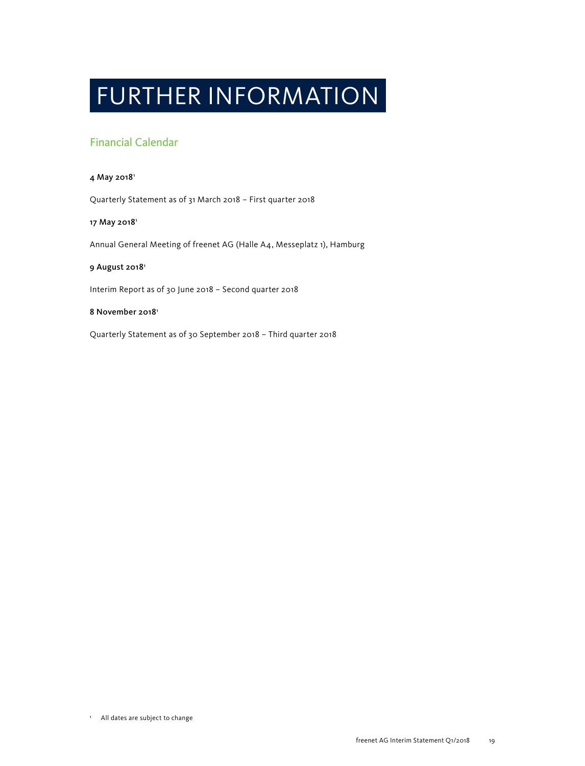# FURTHER INFORMATION

## Financial Calendar

**4 May 2018[1]**

Quarterly Statement as of 31 March 2018 – First quarter 2018

**17 May 2018[1]**

Annual General Meeting of freenet AG (Halle A4, Messeplatz 1), Hamburg

**9 August 2018[1]**

Interim Report as of 30 June 2018 – Second quarter 2018

**8 November 2018[1]**

Quarterly Statement as of 30 September 2018 – Third quarter 2018

[1] All dates are subject to change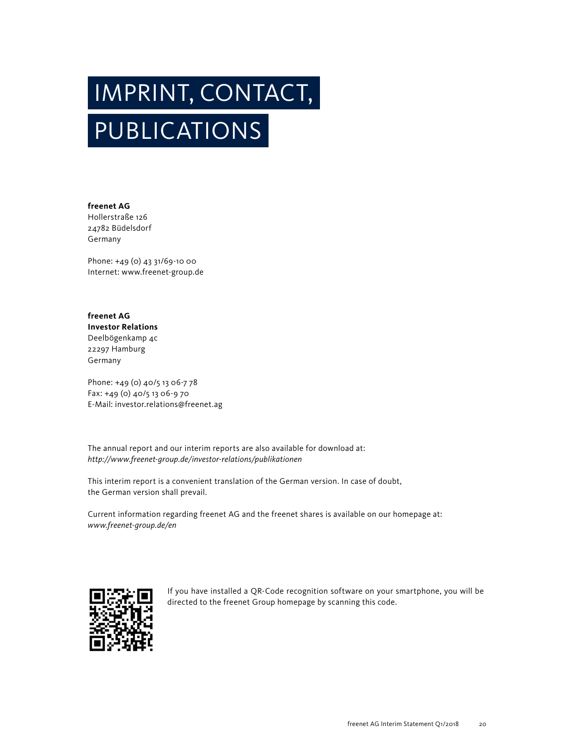# IMPRINT, CONTACT, PUBLICATIONS

**freenet AG**
Hollerstraße 126
24782 Büdelsdorf
Germany

Phone: +49 (0) 43 31/69-10 00
Internet: www.freenet-group.de

**freenet AG**
**Investor Relations**
Deelbögenkamp 4c
22297 Hamburg
Germany

Phone: +49 (0) 40/5 13 06-7 78
Fax: +49 (0) 40/5 13 06-9 70
E-Mail: investor.relations@freenet.ag

The annual report and our interim reports are also available for download at:
*http://www.freenet-group.de/investor-relations/publikationen*

This interim report is a convenient translation of the German version. In case of doubt, the German version shall prevail.

Current information regarding freenet AG and the freenet shares is available on our homepage at:
*www.freenet-group.de/en*

If you have installed a QR-Code recognition software on your smartphone, you will be directed to the freenet Group homepage by scanning this code.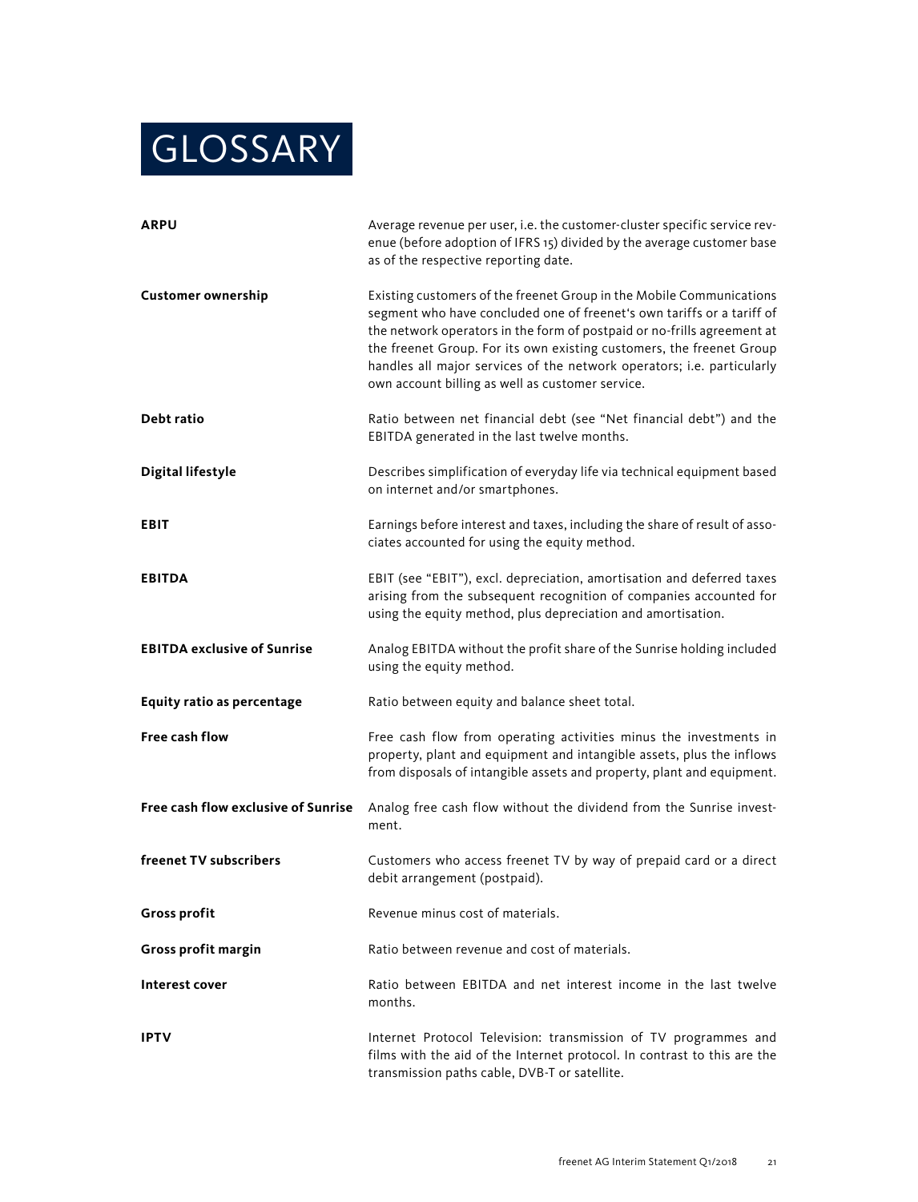# GLOSSARY

**ARPU**
Average revenue per user, i.e. the customer-cluster specific service revenue (before adoption of IFRS 15) divided by the average customer base as of the respective reporting date.

**Customer ownership**
Existing customers of the freenet Group in the Mobile Communications segment who have concluded one of freenet's own tariffs or a tariff of the network operators in the form of postpaid or no-frills agreement at the freenet Group. For its own existing customers, the freenet Group handles all major services of the network operators; i.e. particularly own account billing as well as customer service.

**Debt ratio**
Ratio between net financial debt (see "Net financial debt") and the EBITDA generated in the last twelve months.

**Digital lifestyle**
Describes simplification of everyday life via technical equipment based on internet and/or smartphones.

**EBIT**
Earnings before interest and taxes, including the share of result of associates accounted for using the equity method.

**EBITDA**
EBIT (see "EBIT"), excl. depreciation, amortisation and deferred taxes arising from the subsequent recognition of companies accounted for using the equity method, plus depreciation and amortisation.

**EBITDA exclusive of Sunrise**
Analog EBITDA without the profit share of the Sunrise holding included using the equity method.

**Equity ratio as percentage**
Ratio between equity and balance sheet total.

**Free cash flow**
Free cash flow from operating activities minus the investments in property, plant and equipment and intangible assets, plus the inflows from disposals of intangible assets and property, plant and equipment.

**Free cash flow exclusive of Sunrise**
Analog free cash flow without the dividend from the Sunrise investment.

**freenet TV subscribers**
Customers who access freenet TV by way of prepaid card or a direct debit arrangement (postpaid).

**Gross profit**
Revenue minus cost of materials.

**Gross profit margin**
Ratio between revenue and cost of materials.

**Interest cover**
Ratio between EBITDA and net interest income in the last twelve months.

**IPTV**
Internet Protocol Television: transmission of TV programmes and films with the aid of the Internet protocol. In contrast to this are the transmission paths cable, DVB-T or satellite.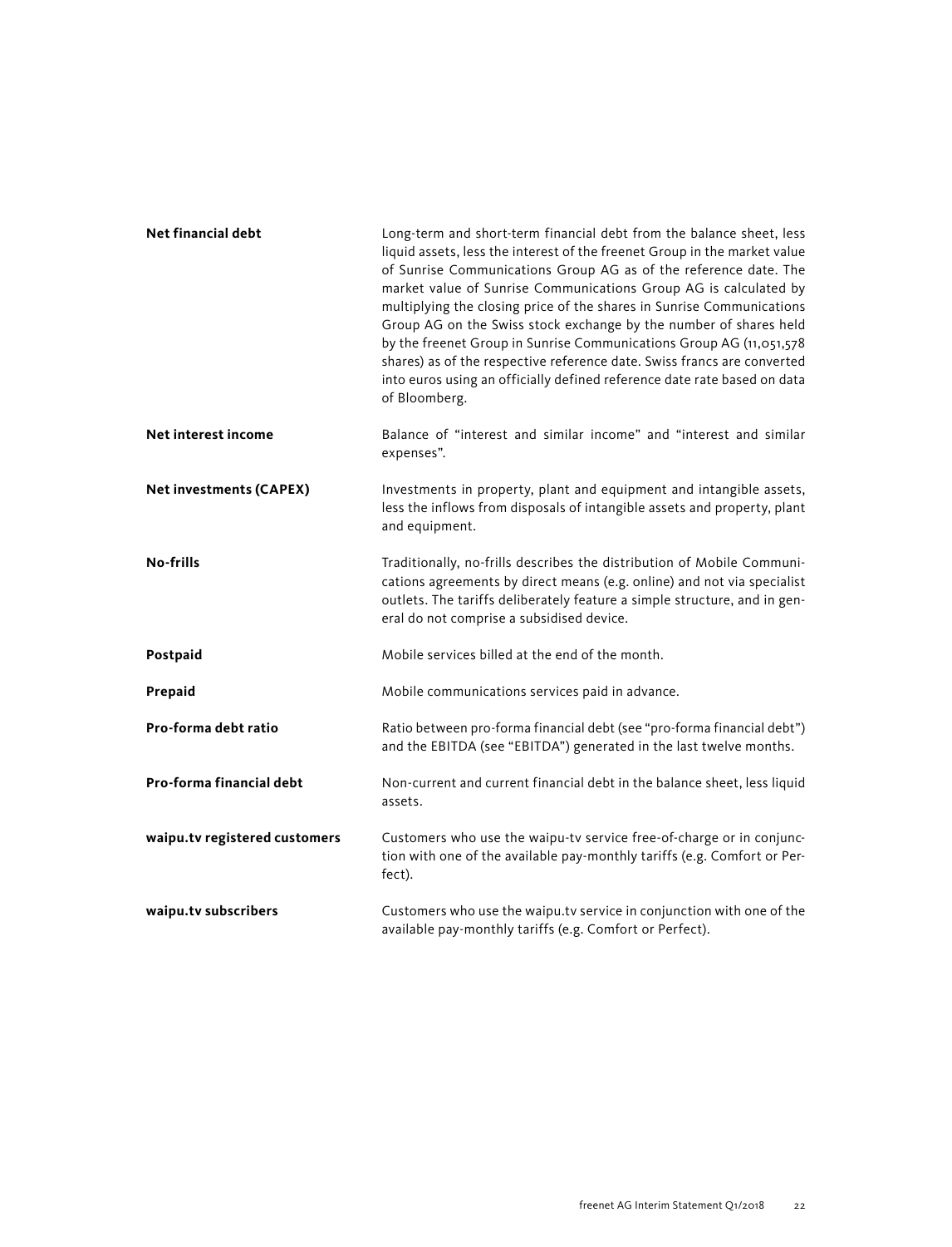| | |
|---|---|
| **Net financial debt** | Long-term and short-term financial debt from the balance sheet, less liquid assets, less the interest of the freenet Group in the market value of Sunrise Communications Group AG as of the reference date. The market value of Sunrise Communications Group AG is calculated by multiplying the closing price of the shares in Sunrise Communications Group AG on the Swiss stock exchange by the number of shares held by the freenet Group in Sunrise Communications Group AG (11,051,578 shares) as of the respective reference date. Swiss francs are converted into euros using an officially defined reference date rate based on data of Bloomberg. |
| **Net interest income** | Balance of "interest and similar income" and "interest and similar expenses". |
| **Net investments (CAPEX)** | Investments in property, plant and equipment and intangible assets, less the inflows from disposals of intangible assets and property, plant and equipment. |
| **No-frills** | Traditionally, no-frills describes the distribution of Mobile Communications agreements by direct means (e.g. online) and not via specialist outlets. The tariffs deliberately feature a simple structure, and in general do not comprise a subsidised device. |
| **Postpaid** | Mobile services billed at the end of the month. |
| **Prepaid** | Mobile communications services paid in advance. |
| **Pro-forma debt ratio** | Ratio between pro-forma financial debt (see "pro-forma financial debt") and the EBITDA (see "EBITDA") generated in the last twelve months. |
| **Pro-forma financial debt** | Non-current and current financial debt in the balance sheet, less liquid assets. |
| **waipu.tv registered customers** | Customers who use the waipu-tv service free-of-charge or in conjunction with one of the available pay-monthly tariffs (e.g. Comfort or Perfect). |
| **waipu.tv subscribers** | Customers who use the waipu.tv service in conjunction with one of the available pay-monthly tariffs (e.g. Comfort or Perfect). |